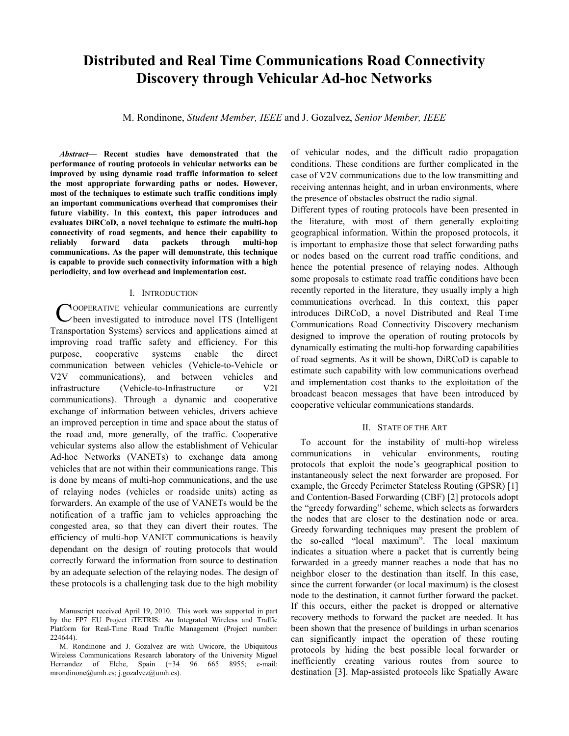# Distributed and Real Time Communications Road Connectivity Discovery through Vehicular Ad-hoc Networks

M. Rondinone, *Student Member, IEEE* and J. Gozalvez, *Senior Member, IEEE*

***Abstract*— Recent studies have demonstrated that the performance of routing protocols in vehicular networks can be improved by using dynamic road traffic information to select the most appropriate forwarding paths or nodes. However, most of the techniques to estimate such traffic conditions imply an important communications overhead that compromises their future viability. In this context, this paper introduces and evaluates DiRCoD, a novel technique to estimate the multi-hop connectivity of road segments, and hence their capability to reliably forward data packets through multi-hop communications. As the paper will demonstrate, this technique is capable to provide such connectivity information with a high periodicity, and low overhead and implementation cost.**

## I. INTRODUCTION

COOPERATIVE vehicular communications are currently been investigated to introduce novel ITS (Intelligent Transportation Systems) services and applications aimed at improving road traffic safety and efficiency. For this purpose, cooperative systems enable the direct communication between vehicles (Vehicle-to-Vehicle or V2V communications), and between vehicles and infrastructure (Vehicle-to-Infrastructure or V2I communications). Through a dynamic and cooperative exchange of information between vehicles, drivers achieve an improved perception in time and space about the status of the road and, more generally, of the traffic. Cooperative vehicular systems also allow the establishment of Vehicular Ad-hoc Networks (VANETs) to exchange data among vehicles that are not within their communications range. This is done by means of multi-hop communications, and the use of relaying nodes (vehicles or roadside units) acting as forwarders. An example of the use of VANETs would be the notification of a traffic jam to vehicles approaching the congested area, so that they can divert their routes. The efficiency of multi-hop VANET communications is heavily dependant on the design of routing protocols that would correctly forward the information from source to destination by an adequate selection of the relaying nodes. The design of these protocols is a challenging task due to the high mobility of vehicular nodes, and the difficult radio propagation conditions. These conditions are further complicated in the case of V2V communications due to the low transmitting and receiving antennas height, and in urban environments, where the presence of obstacles obstruct the radio signal.

Different types of routing protocols have been presented in the literature, with most of them generally exploiting geographical information. Within the proposed protocols, it is important to emphasize those that select forwarding paths or nodes based on the current road traffic conditions, and hence the potential presence of relaying nodes. Although some proposals to estimate road traffic conditions have been recently reported in the literature, they usually imply a high communications overhead. In this context, this paper introduces DiRCoD, a novel Distributed and Real Time Communications Road Connectivity Discovery mechanism designed to improve the operation of routing protocols by dynamically estimating the multi-hop forwarding capabilities of road segments. As it will be shown, DiRCoD is capable to estimate such capability with low communications overhead and implementation cost thanks to the exploitation of the broadcast beacon messages that have been introduced by cooperative vehicular communications standards.

## II. STATE OF THE ART

To account for the instability of multi-hop wireless communications in vehicular environments, routing protocols that exploit the node's geographical position to instantaneously select the next forwarder are proposed. For example, the Greedy Perimeter Stateless Routing (GPSR) [1] and Contention-Based Forwarding (CBF) [2] protocols adopt the "greedy forwarding" scheme, which selects as forwarders the nodes that are closer to the destination node or area. Greedy forwarding techniques may present the problem of the so-called "local maximum". The local maximum indicates a situation where a packet that is currently being forwarded in a greedy manner reaches a node that has no neighbor closer to the destination than itself. In this case, since the current forwarder (or local maximum) is the closest node to the destination, it cannot further forward the packet. If this occurs, either the packet is dropped or alternative recovery methods to forward the packet are needed. It has been shown that the presence of buildings in urban scenarios can significantly impact the operation of these routing protocols by hiding the best possible local forwarder or inefficiently creating various routes from source to destination [3]. Map-assisted protocols like Spatially Aware

Manuscript received April 19, 2010. This work was supported in part by the FP7 EU Project iTETRIS: An Integrated Wireless and Traffic Platform for Real-Time Road Traffic Management (Project number: 224644).

M. Rondinone and J. Gozalvez are with Uwicore, the Ubiquitous Wireless Communications Research laboratory of the University Miguel Hernandez of Elche, Spain (+34 96 665 8955; e-mail: mrondinone@umh.es; j.gozalvez@umh.es).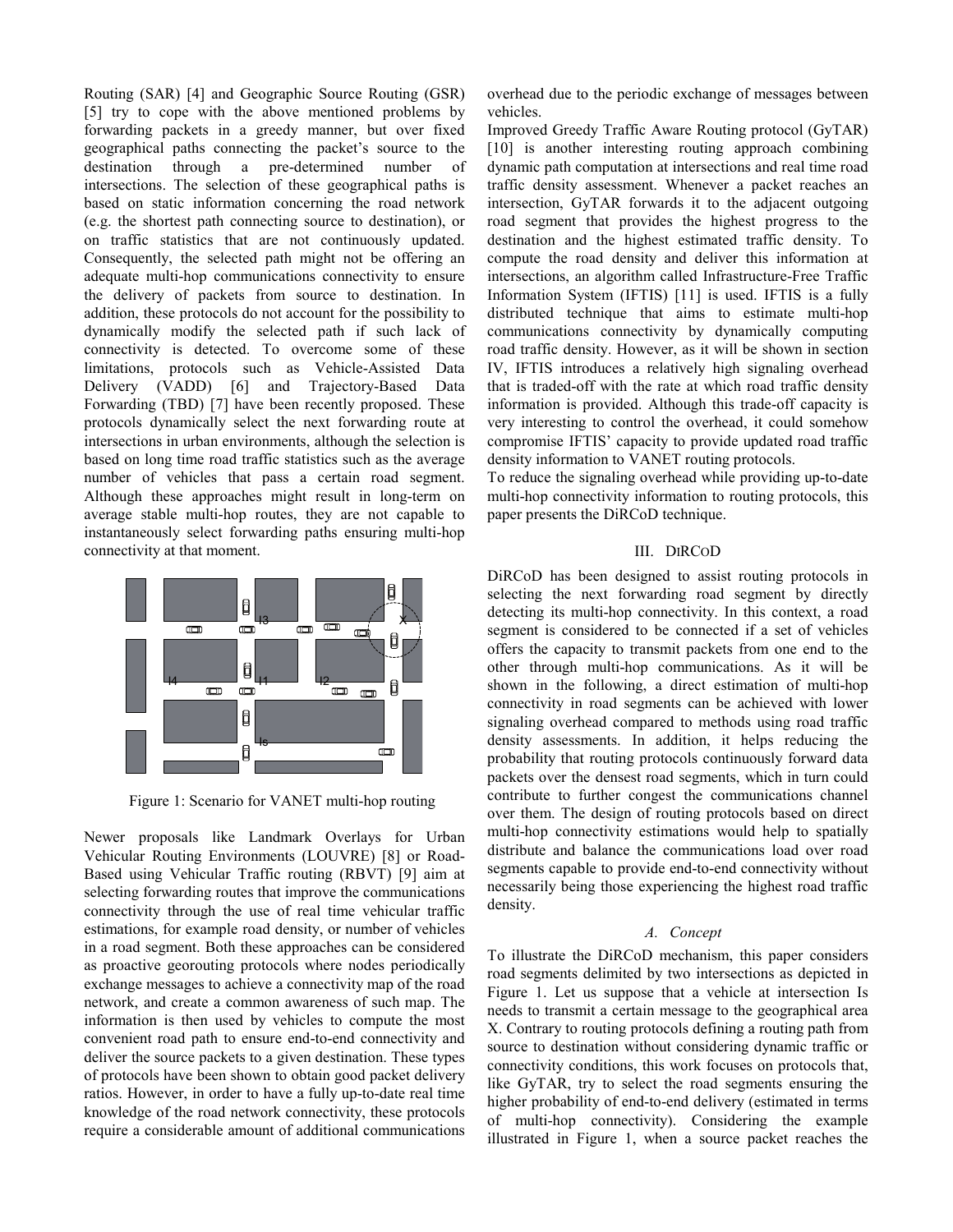Routing (SAR) [4] and Geographic Source Routing (GSR) [5] try to cope with the above mentioned problems by forwarding packets in a greedy manner, but over fixed geographical paths connecting the packet's source to the destination through a pre-determined number of intersections. The selection of these geographical paths is based on static information concerning the road network (e.g. the shortest path connecting source to destination), or on traffic statistics that are not continuously updated. Consequently, the selected path might not be offering an adequate multi-hop communications connectivity to ensure the delivery of packets from source to destination. In addition, these protocols do not account for the possibility to dynamically modify the selected path if such lack of connectivity is detected. To overcome some of these limitations, protocols such as Vehicle-Assisted Data Delivery (VADD) [6] and Trajectory-Based Data Forwarding (TBD) [7] have been recently proposed. These protocols dynamically select the next forwarding route at intersections in urban environments, although the selection is based on long time road traffic statistics such as the average number of vehicles that pass a certain road segment. Although these approaches might result in long-term on average stable multi-hop routes, they are not capable to instantaneously select forwarding paths ensuring multi-hop connectivity at that moment.

Figure 1: Scenario for VANET multi-hop routing

Newer proposals like Landmark Overlays for Urban Vehicular Routing Environments (LOUVRE) [8] or Road-Based using Vehicular Traffic routing (RBVT) [9] aim at selecting forwarding routes that improve the communications connectivity through the use of real time vehicular traffic estimations, for example road density, or number of vehicles in a road segment. Both these approaches can be considered as proactive georouting protocols where nodes periodically exchange messages to achieve a connectivity map of the road network, and create a common awareness of such map. The information is then used by vehicles to compute the most convenient road path to ensure end-to-end connectivity and deliver the source packets to a given destination. These types of protocols have been shown to obtain good packet delivery ratios. However, in order to have a fully up-to-date real time knowledge of the road network connectivity, these protocols require a considerable amount of additional communications overhead due to the periodic exchange of messages between vehicles.

Improved Greedy Traffic Aware Routing protocol (GyTAR) [10] is another interesting routing approach combining dynamic path computation at intersections and real time road traffic density assessment. Whenever a packet reaches an intersection, GyTAR forwards it to the adjacent outgoing road segment that provides the highest progress to the destination and the highest estimated traffic density. To compute the road density and deliver this information at intersections, an algorithm called Infrastructure-Free Traffic Information System (IFTIS) [11] is used. IFTIS is a fully distributed technique that aims to estimate multi-hop communications connectivity by dynamically computing road traffic density. However, as it will be shown in section IV, IFTIS introduces a relatively high signaling overhead that is traded-off with the rate at which road traffic density information is provided. Although this trade-off capacity is very interesting to control the overhead, it could somehow compromise IFTIS' capacity to provide updated road traffic density information to VANET routing protocols.

To reduce the signaling overhead while providing up-to-date multi-hop connectivity information to routing protocols, this paper presents the DiRCoD technique.

# III. DiRCoD

DiRCoD has been designed to assist routing protocols in selecting the next forwarding road segment by directly detecting its multi-hop connectivity. In this context, a road segment is considered to be connected if a set of vehicles offers the capacity to transmit packets from one end to the other through multi-hop communications. As it will be shown in the following, a direct estimation of multi-hop connectivity in road segments can be achieved with lower signaling overhead compared to methods using road traffic density assessments. In addition, it helps reducing the probability that routing protocols continuously forward data packets over the densest road segments, which in turn could contribute to further congest the communications channel over them. The design of routing protocols based on direct multi-hop connectivity estimations would help to spatially distribute and balance the communications load over road segments capable to provide end-to-end connectivity without necessarily being those experiencing the highest road traffic density.

## *A. Concept*

To illustrate the DiRCoD mechanism, this paper considers road segments delimited by two intersections as depicted in Figure 1. Let us suppose that a vehicle at intersection Is needs to transmit a certain message to the geographical area X. Contrary to routing protocols defining a routing path from source to destination without considering dynamic traffic or connectivity conditions, this work focuses on protocols that, like GyTAR, try to select the road segments ensuring the higher probability of end-to-end delivery (estimated in terms of multi-hop connectivity). Considering the example illustrated in Figure 1, when a source packet reaches the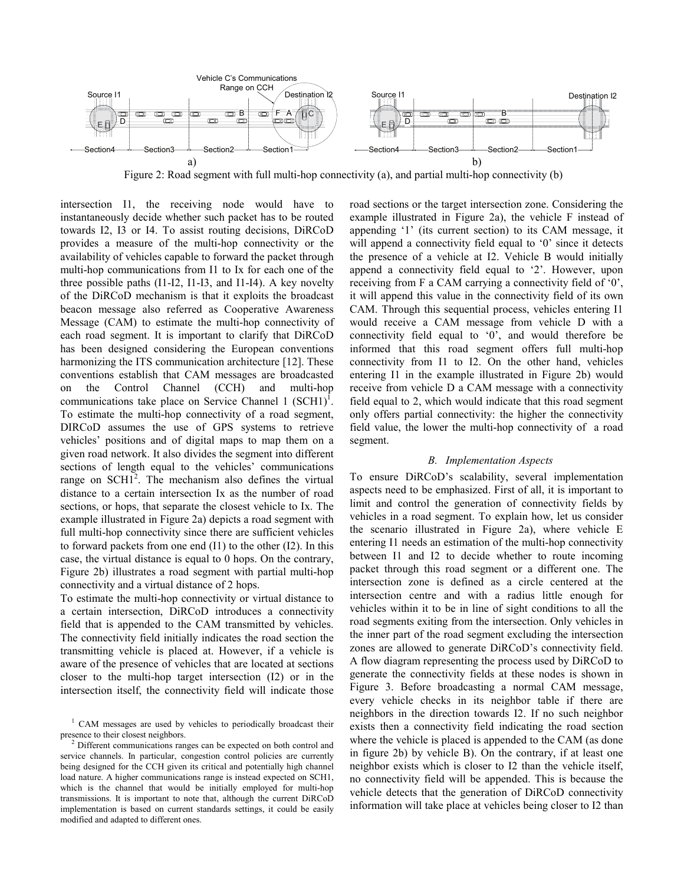Figure 2: Road segment with full multi-hop connectivity (a), and partial multi-hop connectivity (b)

intersection I1, the receiving node would have to instantaneously decide whether such packet has to be routed towards I2, I3 or I4. To assist routing decisions, DiRCoD provides a measure of the multi-hop connectivity or the availability of vehicles capable to forward the packet through multi-hop communications from I1 to Ix for each one of the three possible paths (I1-I2, I1-I3, and I1-I4). A key novelty of the DiRCoD mechanism is that it exploits the broadcast beacon message also referred as Cooperative Awareness Message (CAM) to estimate the multi-hop connectivity of each road segment. It is important to clarify that DiRCoD has been designed considering the European conventions harmonizing the ITS communication architecture [12]. These conventions establish that CAM messages are broadcasted on the Control Channel (CCH) and multi-hop communications take place on Service Channel 1 (SCH1)[1]. To estimate the multi-hop connectivity of a road segment, DIRCoD assumes the use of GPS systems to retrieve vehicles' positions and of digital maps to map them on a given road network. It also divides the segment into different sections of length equal to the vehicles' communications range on SCH1[2]. The mechanism also defines the virtual distance to a certain intersection Ix as the number of road sections, or hops, that separate the closest vehicle to Ix. The example illustrated in Figure 2a) depicts a road segment with full multi-hop connectivity since there are sufficient vehicles to forward packets from one end (I1) to the other (I2). In this case, the virtual distance is equal to 0 hops. On the contrary, Figure 2b) illustrates a road segment with partial multi-hop connectivity and a virtual distance of 2 hops.

To estimate the multi-hop connectivity or virtual distance to a certain intersection, DiRCoD introduces a connectivity field that is appended to the CAM transmitted by vehicles. The connectivity field initially indicates the road section the transmitting vehicle is placed at. However, if a vehicle is aware of the presence of vehicles that are located at sections closer to the multi-hop target intersection (I2) or in the intersection itself, the connectivity field will indicate those road sections or the target intersection zone. Considering the example illustrated in Figure 2a), the vehicle F instead of appending '1' (its current section) to its CAM message, it will append a connectivity field equal to '0' since it detects the presence of a vehicle at I2. Vehicle B would initially append a connectivity field equal to '2'. However, upon receiving from F a CAM carrying a connectivity field of '0', it will append this value in the connectivity field of its own CAM. Through this sequential process, vehicles entering I1 would receive a CAM message from vehicle D with a connectivity field equal to '0', and would therefore be informed that this road segment offers full multi-hop connectivity from I1 to I2. On the other hand, vehicles entering I1 in the example illustrated in Figure 2b) would receive from vehicle D a CAM message with a connectivity field equal to 2, which would indicate that this road segment only offers partial connectivity: the higher the connectivity field value, the lower the multi-hop connectivity of a road segment.

### *B. Implementation Aspects*

To ensure DiRCoD's scalability, several implementation aspects need to be emphasized. First of all, it is important to limit and control the generation of connectivity fields by vehicles in a road segment. To explain how, let us consider the scenario illustrated in Figure 2a), where vehicle E entering I1 needs an estimation of the multi-hop connectivity between I1 and I2 to decide whether to route incoming packet through this road segment or a different one. The intersection zone is defined as a circle centered at the intersection centre and with a radius little enough for vehicles within it to be in line of sight conditions to all the road segments exiting from the intersection. Only vehicles in the inner part of the road segment excluding the intersection zones are allowed to generate DiRCoD's connectivity field. A flow diagram representing the process used by DiRCoD to generate the connectivity fields at these nodes is shown in Figure 3. Before broadcasting a normal CAM message, every vehicle checks in its neighbor table if there are neighbors in the direction towards I2. If no such neighbor exists then a connectivity field indicating the road section where the vehicle is placed is appended to the CAM (as done in figure 2b) by vehicle B). On the contrary, if at least one neighbor exists which is closer to I2 than the vehicle itself, no connectivity field will be appended. This is because the vehicle detects that the generation of DiRCoD connectivity information will take place at vehicles being closer to I2 than

[1] CAM messages are used by vehicles to periodically broadcast their presence to their closest neighbors.

[2] Different communications ranges can be expected on both control and service channels. In particular, congestion control policies are currently being designed for the CCH given its critical and potentially high channel load nature. A higher communications range is instead expected on SCH1, which is the channel that would be initially employed for multi-hop transmissions. It is important to note that, although the current DiRCoD implementation is based on current standards settings, it could be easily modified and adapted to different ones.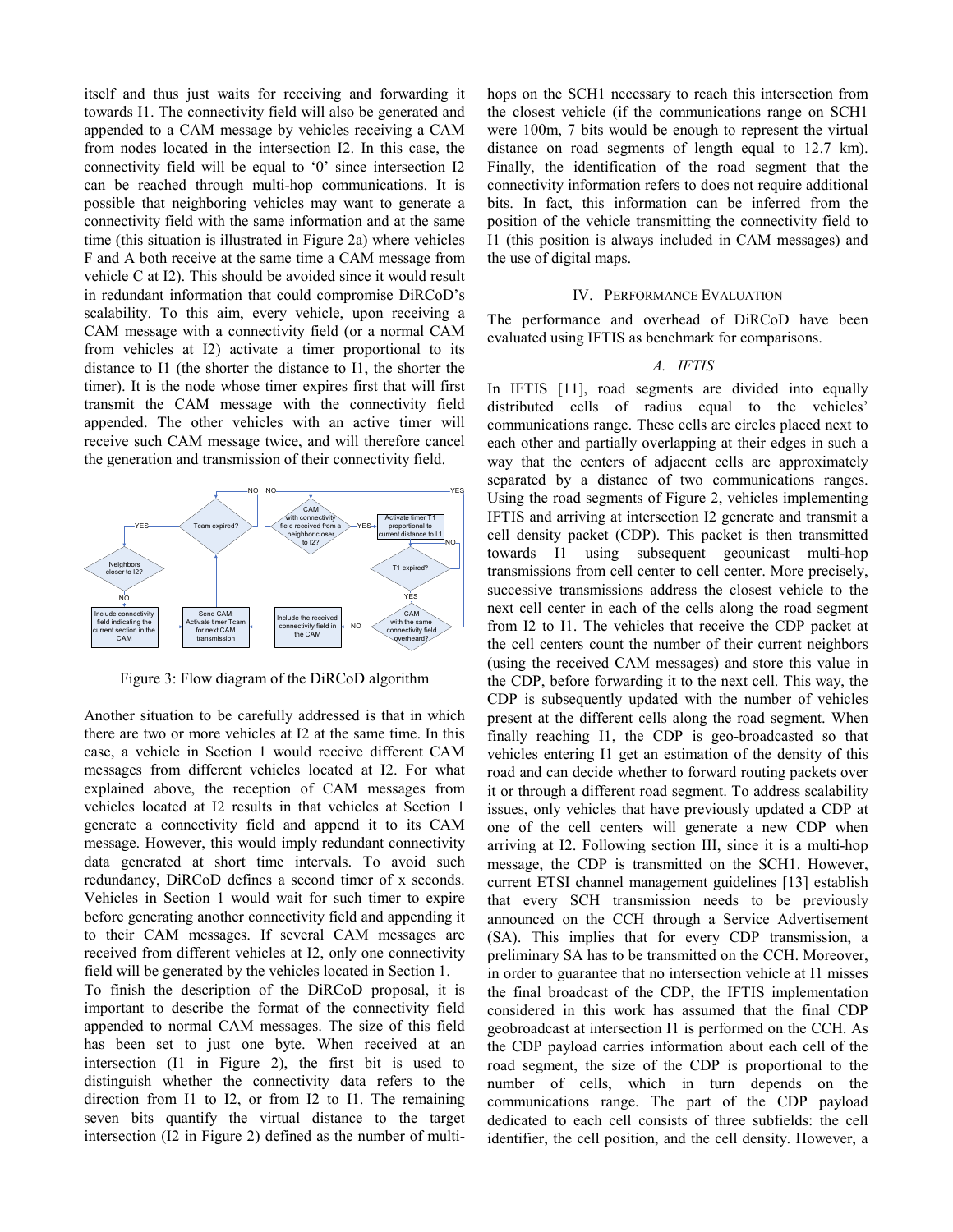itself and thus just waits for receiving and forwarding it towards I1. The connectivity field will also be generated and appended to a CAM message by vehicles receiving a CAM from nodes located in the intersection I2. In this case, the connectivity field will be equal to '0' since intersection I2 can be reached through multi-hop communications. It is possible that neighboring vehicles may want to generate a connectivity field with the same information and at the same time (this situation is illustrated in Figure 2a) where vehicles F and A both receive at the same time a CAM message from vehicle C at I2). This should be avoided since it would result in redundant information that could compromise DiRCoD's scalability. To this aim, every vehicle, upon receiving a CAM message with a connectivity field (or a normal CAM from vehicles at I2) activate a timer proportional to its distance to I1 (the shorter the distance to I1, the shorter the timer). It is the node whose timer expires first that will first transmit the CAM message with the connectivity field appended. The other vehicles with an active timer will receive such CAM message twice, and will therefore cancel the generation and transmission of their connectivity field.

Figure 3: Flow diagram of the DiRCoD algorithm

Another situation to be carefully addressed is that in which there are two or more vehicles at I2 at the same time. In this case, a vehicle in Section 1 would receive different CAM messages from different vehicles located at I2. For what explained above, the reception of CAM messages from vehicles located at I2 results in that vehicles at Section 1 generate a connectivity field and append it to its CAM message. However, this would imply redundant connectivity data generated at short time intervals. To avoid such redundancy, DiRCoD defines a second timer of x seconds. Vehicles in Section 1 would wait for such timer to expire before generating another connectivity field and appending it to their CAM messages. If several CAM messages are received from different vehicles at I2, only one connectivity field will be generated by the vehicles located in Section 1.

To finish the description of the DiRCoD proposal, it is important to describe the format of the connectivity field appended to normal CAM messages. The size of this field has been set to just one byte. When received at an intersection (I1 in Figure 2), the first bit is used to distinguish whether the connectivity data refers to the direction from I1 to I2, or from I2 to I1. The remaining seven bits quantify the virtual distance to the target intersection (I2 in Figure 2) defined as the number of multi-hops on the SCH1 necessary to reach this intersection from the closest vehicle (if the communications range on SCH1 were 100m, 7 bits would be enough to represent the virtual distance on road segments of length equal to 12.7 km). Finally, the identification of the road segment that the connectivity information refers to does not require additional bits. In fact, this information can be inferred from the position of the vehicle transmitting the connectivity field to I1 (this position is always included in CAM messages) and the use of digital maps.

## IV. Performance Evaluation

The performance and overhead of DiRCoD have been evaluated using IFTIS as benchmark for comparisons.

### *A. IFTIS*

In IFTIS [11], road segments are divided into equally distributed cells of radius equal to the vehicles' communications range. These cells are circles placed next to each other and partially overlapping at their edges in such a way that the centers of adjacent cells are approximately separated by a distance of two communications ranges. Using the road segments of Figure 2, vehicles implementing IFTIS and arriving at intersection I2 generate and transmit a cell density packet (CDP). This packet is then transmitted towards I1 using subsequent geounicast multi-hop transmissions from cell center to cell center. More precisely, successive transmissions address the closest vehicle to the next cell center in each of the cells along the road segment from I2 to I1. The vehicles that receive the CDP packet at the cell centers count the number of their current neighbors (using the received CAM messages) and store this value in the CDP, before forwarding it to the next cell. This way, the CDP is subsequently updated with the number of vehicles present at the different cells along the road segment. When finally reaching I1, the CDP is geo-broadcasted so that vehicles entering I1 get an estimation of the density of this road and can decide whether to forward routing packets over it or through a different road segment. To address scalability issues, only vehicles that have previously updated a CDP at one of the cell centers will generate a new CDP when arriving at I2. Following section III, since it is a multi-hop message, the CDP is transmitted on the SCH1. However, current ETSI channel management guidelines [13] establish that every SCH transmission needs to be previously announced on the CCH through a Service Advertisement (SA). This implies that for every CDP transmission, a preliminary SA has to be transmitted on the CCH. Moreover, in order to guarantee that no intersection vehicle at I1 misses the final broadcast of the CDP, the IFTIS implementation considered in this work has assumed that the final CDP geobroadcast at intersection I1 is performed on the CCH. As the CDP payload carries information about each cell of the road segment, the size of the CDP is proportional to the number of cells, which in turn depends on the communications range. The part of the CDP payload dedicated to each cell consists of three subfields: the cell identifier, the cell position, and the cell density. However, a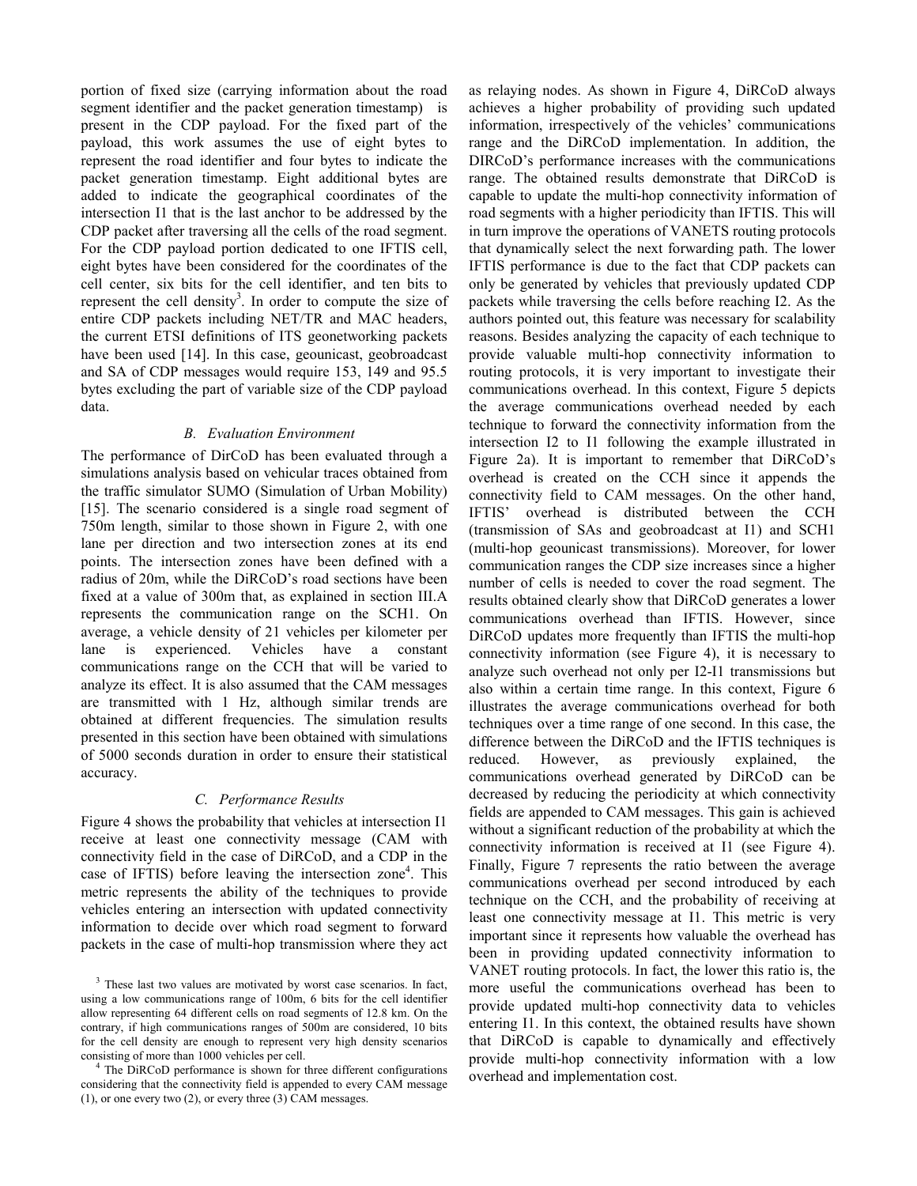portion of fixed size (carrying information about the road segment identifier and the packet generation timestamp) is present in the CDP payload. For the fixed part of the payload, this work assumes the use of eight bytes to represent the road identifier and four bytes to indicate the packet generation timestamp. Eight additional bytes are added to indicate the geographical coordinates of the intersection I1 that is the last anchor to be addressed by the CDP packet after traversing all the cells of the road segment. For the CDP payload portion dedicated to one IFTIS cell, eight bytes have been considered for the coordinates of the cell center, six bits for the cell identifier, and ten bits to represent the cell density[3]. In order to compute the size of entire CDP packets including NET/TR and MAC headers, the current ETSI definitions of ITS geonetworking packets have been used [14]. In this case, geounicast, geobroadcast and SA of CDP messages would require 153, 149 and 95.5 bytes excluding the part of variable size of the CDP payload data.

### *B. Evaluation Environment*

The performance of DirCoD has been evaluated through a simulations analysis based on vehicular traces obtained from the traffic simulator SUMO (Simulation of Urban Mobility) [15]. The scenario considered is a single road segment of 750m length, similar to those shown in Figure 2, with one lane per direction and two intersection zones at its end points. The intersection zones have been defined with a radius of 20m, while the DiRCoD's road sections have been fixed at a value of 300m that, as explained in section III.A represents the communication range on the SCH1. On average, a vehicle density of 21 vehicles per kilometer per lane is experienced. Vehicles have a constant communications range on the CCH that will be varied to analyze its effect. It is also assumed that the CAM messages are transmitted with 1 Hz, although similar trends are obtained at different frequencies. The simulation results presented in this section have been obtained with simulations of 5000 seconds duration in order to ensure their statistical accuracy.

### *C. Performance Results*

Figure 4 shows the probability that vehicles at intersection I1 receive at least one connectivity message (CAM with connectivity field in the case of DiRCoD, and a CDP in the case of IFTIS) before leaving the intersection zone[4]. This metric represents the ability of the techniques to provide vehicles entering an intersection with updated connectivity information to decide over which road segment to forward packets in the case of multi-hop transmission where they act as relaying nodes. As shown in Figure 4, DiRCoD always achieves a higher probability of providing such updated information, irrespectively of the vehicles' communications range and the DiRCoD implementation. In addition, the DIRCoD's performance increases with the communications range. The obtained results demonstrate that DiRCoD is capable to update the multi-hop connectivity information of road segments with a higher periodicity than IFTIS. This will in turn improve the operations of VANETS routing protocols that dynamically select the next forwarding path. The lower IFTIS performance is due to the fact that CDP packets can only be generated by vehicles that previously updated CDP packets while traversing the cells before reaching I2. As the authors pointed out, this feature was necessary for scalability reasons. Besides analyzing the capacity of each technique to provide valuable multi-hop connectivity information to routing protocols, it is very important to investigate their communications overhead. In this context, Figure 5 depicts the average communications overhead needed by each technique to forward the connectivity information from the intersection I2 to I1 following the example illustrated in Figure 2a). It is important to remember that DiRCoD's overhead is created on the CCH since it appends the connectivity field to CAM messages. On the other hand, IFTIS' overhead is distributed between the CCH (transmission of SAs and geobroadcast at I1) and SCH1 (multi-hop geounicast transmissions). Moreover, for lower communication ranges the CDP size increases since a higher number of cells is needed to cover the road segment. The results obtained clearly show that DiRCoD generates a lower communications overhead than IFTIS. However, since DiRCoD updates more frequently than IFTIS the multi-hop connectivity information (see Figure 4), it is necessary to analyze such overhead not only per I2-I1 transmissions but also within a certain time range. In this context, Figure 6 illustrates the average communications overhead for both techniques over a time range of one second. In this case, the difference between the DiRCoD and the IFTIS techniques is reduced. However, as previously explained, the communications overhead generated by DiRCoD can be decreased by reducing the periodicity at which connectivity fields are appended to CAM messages. This gain is achieved without a significant reduction of the probability at which the connectivity information is received at I1 (see Figure 4). Finally, Figure 7 represents the ratio between the average communications overhead per second introduced by each technique on the CCH, and the probability of receiving at least one connectivity message at I1. This metric is very important since it represents how valuable the overhead has been in providing updated connectivity information to VANET routing protocols. In fact, the lower this ratio is, the more useful the communications overhead has been to provide updated multi-hop connectivity data to vehicles entering I1. In this context, the obtained results have shown that DiRCoD is capable to dynamically and effectively provide multi-hop connectivity information with a low overhead and implementation cost.

[3] These last two values are motivated by worst case scenarios. In fact, using a low communications range of 100m, 6 bits for the cell identifier allow representing 64 different cells on road segments of 12.8 km. On the contrary, if high communications ranges of 500m are considered, 10 bits for the cell density are enough to represent very high density scenarios consisting of more than 1000 vehicles per cell.

[4] The DiRCoD performance is shown for three different configurations considering that the connectivity field is appended to every CAM message (1), or one every two (2), or every three (3) CAM messages.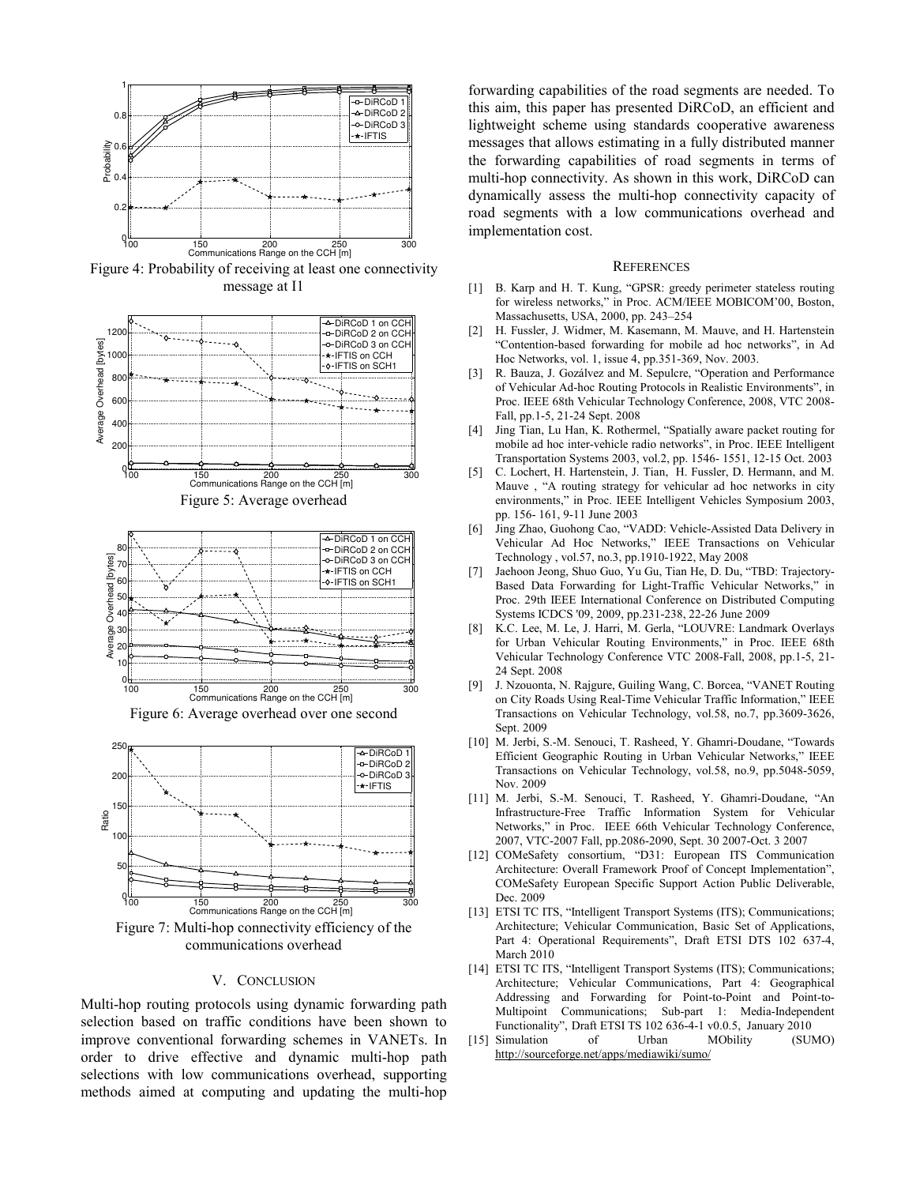1
0.8
0.6
0.4
0.2
0
Probability
100 150 200 250 300
Communications Range on the CCH [m]
DiRCoD 1
DiRCoD 2
DiRCoD 3
IFTIS

Figure 4: Probability of receiving at least one connectivity message at I1

1200
1000
800
600
400
200
0
Average Overhead [bytes]
100 150 200 250 300
Communications Range on the CCH [m]
DiRCoD 1 on CCH
DiRCoD 2 on CCH
DiRCoD 3 on CCH
IFTIS on CCH
IFTIS on SCH1

Figure 5: Average overhead

80
70
60
50
40
30
20
10
0
Average Overhead [bytes]
100 150 200 250 300
Communications Range on the CCH [m]
DiRCoD 1 on CCH
DiRCoD 2 on CCH
DiRCoD 3 on CCH
IFTIS on CCH
IFTIS on SCH1

Figure 6: Average overhead over one second

250
200
150
100
50
0
Ratio
100 150 200 250 300
Communications Range on the CCH [m]
DiRCoD 1
DiRCoD 2
DiRCoD 3
IFTIS

Figure 7: Multi-hop connectivity efficiency of the communications overhead

## V. CONCLUSION

Multi-hop routing protocols using dynamic forwarding path selection based on traffic conditions have been shown to improve conventional forwarding schemes in VANETs. In order to drive effective and dynamic multi-hop path selections with low communications overhead, supporting methods aimed at computing and updating the multi-hop forwarding capabilities of the road segments are needed. To this aim, this paper has presented DiRCoD, an efficient and lightweight scheme using standards cooperative awareness messages that allows estimating in a fully distributed manner the forwarding capabilities of road segments in terms of multi-hop connectivity. As shown in this work, DiRCoD can dynamically assess the multi-hop connectivity capacity of road segments with a low communications overhead and implementation cost.

## REFERENCES

[1] B. Karp and H. T. Kung, "GPSR: greedy perimeter stateless routing for wireless networks," in Proc. ACM/IEEE MOBICOM'00, Boston, Massachusetts, USA, 2000, pp. 243–254

[2] H. Fussler, J. Widmer, M. Kasemann, M. Mauve, and H. Hartenstein "Contention-based forwarding for mobile ad hoc networks", in Ad Hoc Networks, vol. 1, issue 4, pp.351-369, Nov. 2003.

[3] R. Bauza, J. Gozálvez and M. Sepulcre, "Operation and Performance of Vehicular Ad-hoc Routing Protocols in Realistic Environments", in Proc. IEEE 68th Vehicular Technology Conference, 2008, VTC 2008-Fall, pp.1-5, 21-24 Sept. 2008

[4] Jing Tian, Lu Han, K. Rothermel, "Spatially aware packet routing for mobile ad hoc inter-vehicle radio networks", in Proc. IEEE Intelligent Transportation Systems 2003, vol.2, pp. 1546- 1551, 12-15 Oct. 2003

[5] C. Lochert, H. Hartenstein, J. Tian, H. Fussler, D. Hermann, and M. Mauve , "A routing strategy for vehicular ad hoc networks in city environments," in Proc. IEEE Intelligent Vehicles Symposium 2003, pp. 156- 161, 9-11 June 2003

[6] Jing Zhao, Guohong Cao, "VADD: Vehicle-Assisted Data Delivery in Vehicular Ad Hoc Networks," IEEE Transactions on Vehicular Technology , vol.57, no.3, pp.1910-1922, May 2008

[7] Jaehoon Jeong, Shuo Guo, Yu Gu, Tian He, D. Du, "TBD: Trajectory-Based Data Forwarding for Light-Traffic Vehicular Networks," in Proc. 29th IEEE International Conference on Distributed Computing Systems ICDCS '09, 2009, pp.231-238, 22-26 June 2009

[8] K.C. Lee, M. Le, J. Harri, M. Gerla, "LOUVRE: Landmark Overlays for Urban Vehicular Routing Environments," in Proc. IEEE 68th Vehicular Technology Conference VTC 2008-Fall, 2008, pp.1-5, 21-24 Sept. 2008

[9] J. Nzouonta, N. Rajgure, Guiling Wang, C. Borcea, "VANET Routing on City Roads Using Real-Time Vehicular Traffic Information," IEEE Transactions on Vehicular Technology, vol.58, no.7, pp.3609-3626, Sept. 2009

[10] M. Jerbi, S.-M. Senouci, T. Rasheed, Y. Ghamri-Doudane, "Towards Efficient Geographic Routing in Urban Vehicular Networks," IEEE Transactions on Vehicular Technology, vol.58, no.9, pp.5048-5059, Nov. 2009

[11] M. Jerbi, S.-M. Senouci, T. Rasheed, Y. Ghamri-Doudane, "An Infrastructure-Free Traffic Information System for Vehicular Networks," in Proc. IEEE 66th Vehicular Technology Conference, 2007, VTC-2007 Fall, pp.2086-2090, Sept. 30 2007-Oct. 3 2007

[12] COMeSafety consortium, "D31: European ITS Communication Architecture: Overall Framework Proof of Concept Implementation", COMeSafety European Specific Support Action Public Deliverable, Dec. 2009

[13] ETSI TC ITS, "Intelligent Transport Systems (ITS); Communications; Architecture; Vehicular Communication, Basic Set of Applications, Part 4: Operational Requirements", Draft ETSI DTS 102 637-4, March 2010

[14] ETSI TC ITS, "Intelligent Transport Systems (ITS); Communications; Architecture; Vehicular Communications, Part 4: Geographical Addressing and Forwarding for Point-to-Point and Point-to-Multipoint Communications; Sub-part 1: Media-Independent Functionality", Draft ETSI TS 102 636-4-1 v0.0.5, January 2010

[15] Simulation of Urban MObility (SUMO) http://sourceforge.net/apps/mediawiki/sumo/